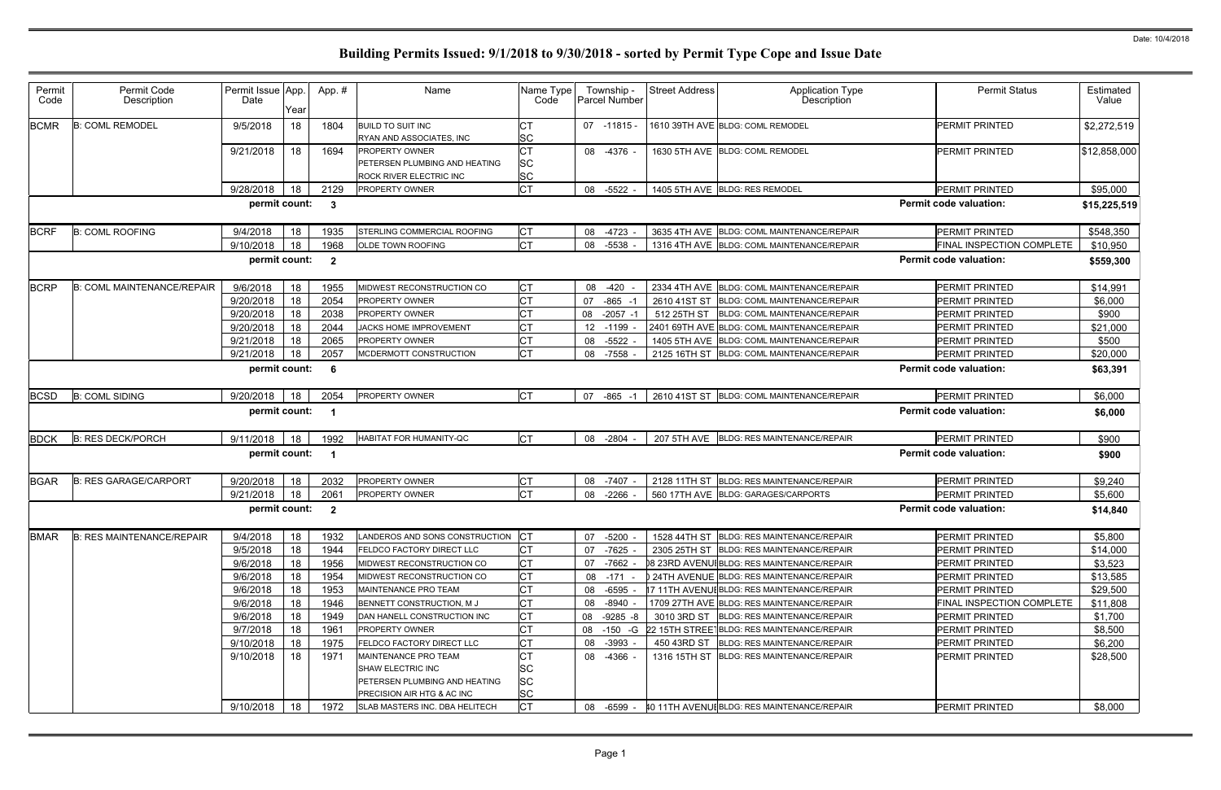# Building Permits Issued: 9/1/2018 to 9/30/2018 - sorted by Permit Type Cope and Issue Date

Date: 10/4/2018

| Permit Code | Permit Code Description | Permit Issue Date | App. Year | App. # | Name | Name Type Code | Township - Parcel Number | Street Address | Application Type Description | Permit Status | Estimated Value |
|---|---|---|---|---|---|---|---|---|---|---|---|
| BCMR | B: COML REMODEL | 9/5/2018 | 18 | 1804 | BUILD TO SUIT INC | CT | 07 -11815 - | 1610 39TH AVE | BLDG: COML REMODEL | PERMIT PRINTED | $2,272,519 |
| | | | | | RYAN AND ASSOCIATES, INC | SC | | | | | |
| | | 9/21/2018 | 18 | 1694 | PROPERTY OWNER | CT | 08 -4376 - | 1630 5TH AVE | BLDG: COML REMODEL | PERMIT PRINTED | $12,858,000 |
| | | | | | PETERSEN PLUMBING AND HEATING | SC | | | | | |
| | | | | | ROCK RIVER ELECTRIC INC | SC | | | | | |
| | | 9/28/2018 | 18 | 2129 | PROPERTY OWNER | CT | 08 -5522 - | 1405 5TH AVE | BLDG: RES REMODEL | PERMIT PRINTED | $95,000 |
| | | permit count: | | 3 | | | | | | Permit code valuation: | $15,225,519 |
| BCRF | B: COML ROOFING | 9/4/2018 | 18 | 1935 | STERLING COMMERCIAL ROOFING | CT | 08 -4723 - | 3635 4TH AVE | BLDG: COML MAINTENANCE/REPAIR | PERMIT PRINTED | $548,350 |
| | | 9/10/2018 | 18 | 1968 | OLDE TOWN ROOFING | CT | 08 -5538 - | 1316 4TH AVE | BLDG: COML MAINTENANCE/REPAIR | FINAL INSPECTION COMPLETE | $10,950 |
| | | permit count: | | 2 | | | | | | Permit code valuation: | $559,300 |
| BCRP | B: COML MAINTENANCE/REPAIR | 9/6/2018 | 18 | 1955 | MIDWEST RECONSTRUCTION CO | CT | 08 -420 - | 2334 4TH AVE | BLDG: COML MAINTENANCE/REPAIR | PERMIT PRINTED | $14,991 |
| | | 9/20/2018 | 18 | 2054 | PROPERTY OWNER | CT | 07 -865 -1 | 2610 41ST ST | BLDG: COML MAINTENANCE/REPAIR | PERMIT PRINTED | $6,000 |
| | | 9/20/2018 | 18 | 2038 | PROPERTY OWNER | CT | 08 -2057 -1 | 512 25TH ST | BLDG: COML MAINTENANCE/REPAIR | PERMIT PRINTED | $900 |
| | | 9/20/2018 | 18 | 2044 | JACKS HOME IMPROVEMENT | CT | 12 -1199 - | 2401 69TH AVE | BLDG: COML MAINTENANCE/REPAIR | PERMIT PRINTED | $21,000 |
| | | 9/21/2018 | 18 | 2065 | PROPERTY OWNER | CT | 08 -5522 - | 1405 5TH AVE | BLDG: COML MAINTENANCE/REPAIR | PERMIT PRINTED | $500 |
| | | 9/21/2018 | 18 | 2057 | MCDERMOTT CONSTRUCTION | CT | 08 -7558 - | 2125 16TH ST | BLDG: COML MAINTENANCE/REPAIR | PERMIT PRINTED | $20,000 |
| | | permit count: | | 6 | | | | | | Permit code valuation: | $63,391 |
| BCSD | B: COML SIDING | 9/20/2018 | 18 | 2054 | PROPERTY OWNER | CT | 07 -865 -1 | 2610 41ST ST | BLDG: COML MAINTENANCE/REPAIR | PERMIT PRINTED | $6,000 |
| | | permit count: | | 1 | | | | | | Permit code valuation: | $6,000 |
| BDCK | B: RES DECK/PORCH | 9/11/2018 | 18 | 1992 | HABITAT FOR HUMANITY-QC | CT | 08 -2804 - | 207 5TH AVE | BLDG: RES MAINTENANCE/REPAIR | PERMIT PRINTED | $900 |
| | | permit count: | | 1 | | | | | | Permit code valuation: | $900 |
| BGAR | B: RES GARAGE/CARPORT | 9/20/2018 | 18 | 2032 | PROPERTY OWNER | CT | 08 -7407 - | 2128 11TH ST | BLDG: RES MAINTENANCE/REPAIR | PERMIT PRINTED | $9,240 |
| | | 9/21/2018 | 18 | 2061 | PROPERTY OWNER | CT | 08 -2266 - | 560 17TH AVE | BLDG: GARAGES/CARPORTS | PERMIT PRINTED | $5,600 |
| | | permit count: | | 2 | | | | | | Permit code valuation: | $14,840 |
| BMAR | B: RES MAINTENANCE/REPAIR | 9/4/2018 | 18 | 1932 | LANDEROS AND SONS CONSTRUCTION | CT | 07 -5200 - | 1528 44TH ST | BLDG: RES MAINTENANCE/REPAIR | PERMIT PRINTED | $5,800 |
| | | 9/5/2018 | 18 | 1944 | FELDCO FACTORY DIRECT LLC | CT | 07 -7625 - | 2305 25TH ST | BLDG: RES MAINTENANCE/REPAIR | PERMIT PRINTED | $14,000 |
| | | 9/6/2018 | 18 | 1956 | MIDWEST RECONSTRUCTION CO | CT | 07 -7662 - | 08 23RD AVENU | BLDG: RES MAINTENANCE/REPAIR | PERMIT PRINTED | $3,523 |
| | | 9/6/2018 | 18 | 1954 | MIDWEST RECONSTRUCTION CO | CT | 08 -171 - | ) 24TH AVENUE | BLDG: RES MAINTENANCE/REPAIR | PERMIT PRINTED | $13,585 |
| | | 9/6/2018 | 18 | 1953 | MAINTENANCE PRO TEAM | CT | 08 -6595 - | 17 11TH AVENU | BLDG: RES MAINTENANCE/REPAIR | PERMIT PRINTED | $29,500 |
| | | 9/6/2018 | 18 | 1946 | BENNETT CONSTRUCTION, M J | CT | 08 -8940 - | 1709 27TH AVE | BLDG: RES MAINTENANCE/REPAIR | FINAL INSPECTION COMPLETE | $11,808 |
| | | 9/6/2018 | 18 | 1949 | DAN HANELL CONSTRUCTION INC | CT | 08 -9285 -8 | 3010 3RD ST | BLDG: RES MAINTENANCE/REPAIR | PERMIT PRINTED | $1,700 |
| | | 9/7/2018 | 18 | 1961 | PROPERTY OWNER | CT | 08 -150 -G | 22 15TH STREET | BLDG: RES MAINTENANCE/REPAIR | PERMIT PRINTED | $8,500 |
| | | 9/10/2018 | 18 | 1975 | FELDCO FACTORY DIRECT LLC | CT | 08 -3993 - | 450 43RD ST | BLDG: RES MAINTENANCE/REPAIR | PERMIT PRINTED | $6,200 |
| | | 9/10/2018 | 18 | 1971 | MAINTENANCE PRO TEAM | CT | 08 -4366 - | 1316 15TH ST | BLDG: RES MAINTENANCE/REPAIR | PERMIT PRINTED | $28,500 |
| | | | | | SHAW ELECTRIC INC | SC | | | | | |
| | | | | | PETERSEN PLUMBING AND HEATING | SC | | | | | |
| | | | | | PRECISION AIR HTG & AC INC | SC | | | | | |
| | | 9/10/2018 | 18 | 1972 | SLAB MASTERS INC. DBA HELITECH | CT | 08 -6599 - | 40 11TH AVENU | BLDG: RES MAINTENANCE/REPAIR | PERMIT PRINTED | $8,000 |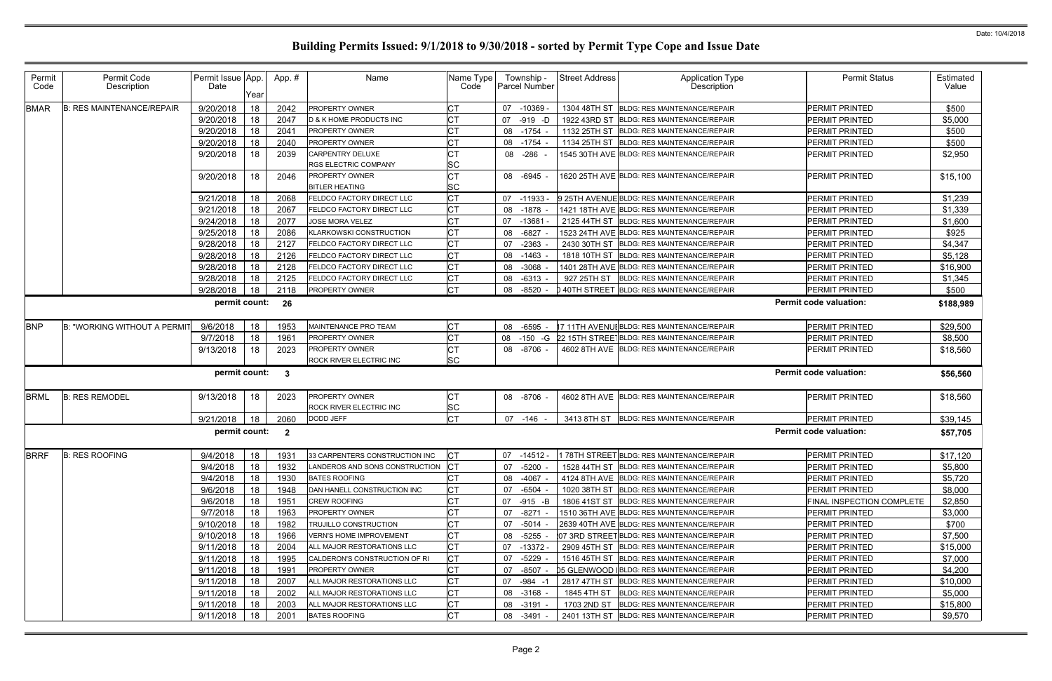# Building Permits Issued: 9/1/2018 to 9/30/2018 - sorted by Permit Type Cope and Issue Date

Date: 10/4/2018

| Permit Code | Permit Code Description | Permit Issue Date | App. Year | App. # | Name | Name Type Code | Township - Parcel Number | Street Address | Application Type Description | Permit Status | Estimated Value |
|---|---|---|---|---|---|---|---|---|---|---|---|
| BMAR | B: RES MAINTENANCE/REPAIR | 9/20/2018 | 18 | 2042 | PROPERTY OWNER | CT | 07 -10369 - | 1304 48TH ST | BLDG: RES MAINTENANCE/REPAIR | PERMIT PRINTED | $500 |
| | | 9/20/2018 | 18 | 2047 | D & K HOME PRODUCTS INC | CT | 07 -919 -D | 1922 43RD ST | BLDG: RES MAINTENANCE/REPAIR | PERMIT PRINTED | $5,000 |
| | | 9/20/2018 | 18 | 2041 | PROPERTY OWNER | CT | 08 -1754 - | 1132 25TH ST | BLDG: RES MAINTENANCE/REPAIR | PERMIT PRINTED | $500 |
| | | 9/20/2018 | 18 | 2040 | PROPERTY OWNER | CT | 08 -1754 - | 1134 25TH ST | BLDG: RES MAINTENANCE/REPAIR | PERMIT PRINTED | $500 |
| | | 9/20/2018 | 18 | 2039 | CARPENTRY DELUXE<br>RGS ELECTRIC COMPANY | CT<br>SC | 08 -286 - | 1545 30TH AVE | BLDG: RES MAINTENANCE/REPAIR | PERMIT PRINTED | $2,950 |
| | | 9/20/2018 | 18 | 2046 | PROPERTY OWNER<br>BITLER HEATING | CT<br>SC | 08 -6945 - | 1620 25TH AVE | BLDG: RES MAINTENANCE/REPAIR | PERMIT PRINTED | $15,100 |
| | | 9/21/2018 | 18 | 2068 | FELDCO FACTORY DIRECT LLC | CT | 07 -11933 - | 9 25TH AVENUE | BLDG: RES MAINTENANCE/REPAIR | PERMIT PRINTED | $1,239 |
| | | 9/21/2018 | 18 | 2067 | FELDCO FACTORY DIRECT LLC | CT | 08 -1878 - | 1421 18TH AVE | BLDG: RES MAINTENANCE/REPAIR | PERMIT PRINTED | $1,339 |
| | | 9/24/2018 | 18 | 2077 | JOSE MORA VELEZ | CT | 07 -13681 - | 2125 44TH ST | BLDG: RES MAINTENANCE/REPAIR | PERMIT PRINTED | $1,600 |
| | | 9/25/2018 | 18 | 2086 | KLARKOWSKI CONSTRUCTION | CT | 08 -6827 - | 1523 24TH AVE | BLDG: RES MAINTENANCE/REPAIR | PERMIT PRINTED | $925 |
| | | 9/28/2018 | 18 | 2127 | FELDCO FACTORY DIRECT LLC | CT | 07 -2363 - | 2430 30TH ST | BLDG: RES MAINTENANCE/REPAIR | PERMIT PRINTED | $4,347 |
| | | 9/28/2018 | 18 | 2126 | FELDCO FACTORY DIRECT LLC | CT | 08 -1463 - | 1818 10TH ST | BLDG: RES MAINTENANCE/REPAIR | PERMIT PRINTED | $5,128 |
| | | 9/28/2018 | 18 | 2128 | FELDCO FACTORY DIRECT LLC | CT | 08 -3068 - | 1401 28TH AVE | BLDG: RES MAINTENANCE/REPAIR | PERMIT PRINTED | $16,900 |
| | | 9/28/2018 | 18 | 2125 | FELDCO FACTORY DIRECT LLC | CT | 08 -6313 - | 927 25TH ST | BLDG: RES MAINTENANCE/REPAIR | PERMIT PRINTED | $1,345 |
| | | 9/28/2018 | 18 | 2118 | PROPERTY OWNER | CT | 08 -8520 - | 0 40TH STREET | BLDG: RES MAINTENANCE/REPAIR | PERMIT PRINTED | $500 |
| | | permit count: | | 26 | | | | | | Permit code valuation: | $188,989 |
| BNP | B: "WORKING WITHOUT A PERMIT | 9/6/2018 | 18 | 1953 | MAINTENANCE PRO TEAM | CT | 08 -6595 - | 17 11TH AVENUE | BLDG: RES MAINTENANCE/REPAIR | PERMIT PRINTED | $29,500 |
| | | 9/7/2018 | 18 | 1961 | PROPERTY OWNER | CT | 08 -150 -G | 22 15TH STREET | BLDG: RES MAINTENANCE/REPAIR | PERMIT PRINTED | $8,500 |
| | | 9/13/2018 | 18 | 2023 | PROPERTY OWNER<br>ROCK RIVER ELECTRIC INC | CT<br>SC | 08 -8706 - | 4602 8TH AVE | BLDG: RES MAINTENANCE/REPAIR | PERMIT PRINTED | $18,560 |
| | | permit count: | | 3 | | | | | | Permit code valuation: | $56,560 |
| BRML | B: RES REMODEL | 9/13/2018 | 18 | 2023 | PROPERTY OWNER<br>ROCK RIVER ELECTRIC INC | CT<br>SC | 08 -8706 - | 4602 8TH AVE | BLDG: RES MAINTENANCE/REPAIR | PERMIT PRINTED | $18,560 |
| | | 9/21/2018 | 18 | 2060 | DODD JEFF | CT | 07 -146 - | 3413 8TH ST | BLDG: RES MAINTENANCE/REPAIR | PERMIT PRINTED | $39,145 |
| | | permit count: | | 2 | | | | | | Permit code valuation: | $57,705 |
| BRRF | B: RES ROOFING | 9/4/2018 | 18 | 1931 | 33 CARPENTERS CONSTRUCTION INC | CT | 07 -14512 - | 1 78TH STREET | BLDG: RES MAINTENANCE/REPAIR | PERMIT PRINTED | $17,120 |
| | | 9/4/2018 | 18 | 1932 | LANDEROS AND SONS CONSTRUCTION | CT | 07 -5200 - | 1528 44TH ST | BLDG: RES MAINTENANCE/REPAIR | PERMIT PRINTED | $5,800 |
| | | 9/4/2018 | 18 | 1930 | BATES ROOFING | CT | 08 -4067 - | 4124 8TH AVE | BLDG: RES MAINTENANCE/REPAIR | PERMIT PRINTED | $5,720 |
| | | 9/6/2018 | 18 | 1948 | DAN HANELL CONSTRUCTION INC | CT | 07 -6504 - | 1020 38TH ST | BLDG: RES MAINTENANCE/REPAIR | PERMIT PRINTED | $8,000 |
| | | 9/6/2018 | 18 | 1951 | CREW ROOFING | CT | 07 -915 -B | 1806 41ST ST | BLDG: RES MAINTENANCE/REPAIR | FINAL INSPECTION COMPLETE | $2,850 |
| | | 9/7/2018 | 18 | 1963 | PROPERTY OWNER | CT | 07 -8271 - | 1510 36TH AVE | BLDG: RES MAINTENANCE/REPAIR | PERMIT PRINTED | $3,000 |
| | | 9/10/2018 | 18 | 1982 | TRUJILLO CONSTRUCTION | CT | 07 -5014 - | 2639 40TH AVE | BLDG: RES MAINTENANCE/REPAIR | PERMIT PRINTED | $700 |
| | | 9/10/2018 | 18 | 1966 | VERN'S HOME IMPROVEMENT | CT | 08 -5255 - | 07 3RD STREET | BLDG: RES MAINTENANCE/REPAIR | PERMIT PRINTED | $7,500 |
| | | 9/11/2018 | 18 | 2004 | ALL MAJOR RESTORATIONS LLC | CT | 07 -13372 - | 2909 45TH ST | BLDG: RES MAINTENANCE/REPAIR | PERMIT PRINTED | $15,000 |
| | | 9/11/2018 | 18 | 1995 | CALDERON'S CONSTRUCTION OF RI | CT | 07 -5229 - | 1516 45TH ST | BLDG: RES MAINTENANCE/REPAIR | PERMIT PRINTED | $7,000 |
| | | 9/11/2018 | 18 | 1991 | PROPERTY OWNER | CT | 07 -8507 - | 05 GLENWOOD | BLDG: RES MAINTENANCE/REPAIR | PERMIT PRINTED | $4,200 |
| | | 9/11/2018 | 18 | 2007 | ALL MAJOR RESTORATIONS LLC | CT | 07 -984 -1 | 2817 47TH ST | BLDG: RES MAINTENANCE/REPAIR | PERMIT PRINTED | $10,000 |
| | | 9/11/2018 | 18 | 2002 | ALL MAJOR RESTORATIONS LLC | CT | 08 -3168 - | 1845 4TH ST | BLDG: RES MAINTENANCE/REPAIR | PERMIT PRINTED | $5,000 |
| | | 9/11/2018 | 18 | 2003 | ALL MAJOR RESTORATIONS LLC | CT | 08 -3191 - | 1703 2ND ST | BLDG: RES MAINTENANCE/REPAIR | PERMIT PRINTED | $15,800 |
| | | 9/11/2018 | 18 | 2001 | BATES ROOFING | CT | 08 -3491 - | 2401 13TH ST | BLDG: RES MAINTENANCE/REPAIR | PERMIT PRINTED | $9,570 |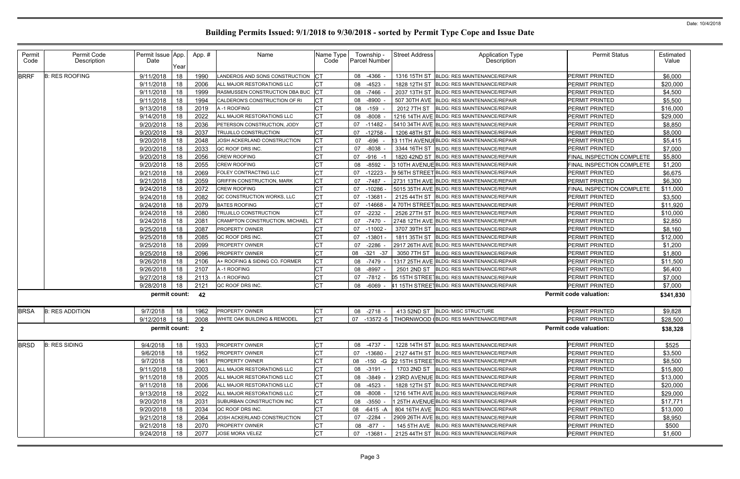# Building Permits Issued: 9/1/2018 to 9/30/2018 - sorted by Permit Type Cope and Issue Date

Date: 10/4/2018

| Permit Code | Permit Code Description | Permit Issue Date | App. Year | App. # | Name | Name Type Code | Township - Parcel Number | Street Address | Application Type Description | Permit Status | Estimated Value |
|---|---|---|---|---|---|---|---|---|---|---|---|
| BRRF | B: RES ROOFING | 9/11/2018 | 18 | 1990 | LANDEROS AND SONS CONSTRUCTION | CT | 08 -4366 - | 1316 15TH ST | BLDG: RES MAINTENANCE/REPAIR | PERMIT PRINTED | $6,000 |
| | | 9/11/2018 | 18 | 2006 | ALL MAJOR RESTORATIONS LLC | CT | 08 -4523 - | 1828 12TH ST | BLDG: RES MAINTENANCE/REPAIR | PERMIT PRINTED | $20,000 |
| | | 9/11/2018 | 18 | 1999 | RASMUSSEN CONSTRUCTION DBA BUC | CT | 08 -7466 - | 2037 13TH ST | BLDG: RES MAINTENANCE/REPAIR | PERMIT PRINTED | $4,500 |
| | | 9/11/2018 | 18 | 1994 | CALDERON'S CONSTRUCTION OF RI | CT | 08 -8900 - | 507 30TH AVE | BLDG: RES MAINTENANCE/REPAIR | PERMIT PRINTED | $5,500 |
| | | 9/13/2018 | 18 | 2019 | A -1 ROOFING | CT | 08 -159 - | 2012 7TH ST | BLDG: RES MAINTENANCE/REPAIR | PERMIT PRINTED | $16,000 |
| | | 9/14/2018 | 18 | 2022 | ALL MAJOR RESTORATIONS LLC | CT | 08 -8008 - | 1216 14TH AVE | BLDG: RES MAINTENANCE/REPAIR | PERMIT PRINTED | $29,000 |
| | | 9/20/2018 | 18 | 2036 | PETERSON CONSTRUCTION, JODY | CT | 07 -11482 - | 5410 34TH AVE | BLDG: RES MAINTENANCE/REPAIR | PERMIT PRINTED | $8,850 |
| | | 9/20/2018 | 18 | 2037 | TRUJILLO CONSTRUCTION | CT | 07 -12758 - | 1206 48TH ST | BLDG: RES MAINTENANCE/REPAIR | PERMIT PRINTED | $8,000 |
| | | 9/20/2018 | 18 | 2048 | JOSH ACKERLAND CONSTRUCTION | CT | 07 -696 - | 13 11TH AVENUE | BLDG: RES MAINTENANCE/REPAIR | PERMIT PRINTED | $5,415 |
| | | 9/20/2018 | 18 | 2033 | QC ROOF DRS INC. | CT | 07 -8038 - | 3344 16TH ST | BLDG: RES MAINTENANCE/REPAIR | PERMIT PRINTED | $7,000 |
| | | 9/20/2018 | 18 | 2056 | CREW ROOFING | CT | 07 -916 -1 | 1820 42ND ST | BLDG: RES MAINTENANCE/REPAIR | FINAL INSPECTION COMPLETE | $5,800 |
| | | 9/20/2018 | 18 | 2055 | CREW ROOFING | CT | 08 -8592 - | 3 10TH AVENUE | BLDG: RES MAINTENANCE/REPAIR | FINAL INSPECTION COMPLETE | $1,200 |
| | | 9/21/2018 | 18 | 2069 | FOLEY CONTRACTING LLC | CT | 07 -12223 - | 9 56TH STREET | BLDG: RES MAINTENANCE/REPAIR | PERMIT PRINTED | $6,675 |
| | | 9/21/2018 | 18 | 2059 | GRIFFIN CONSTRUCTION, MARK | CT | 07 -7487 - | 2731 13TH AVE | BLDG: RES MAINTENANCE/REPAIR | PERMIT PRINTED | $6,300 |
| | | 9/24/2018 | 18 | 2072 | CREW ROOFING | CT | 07 -10286 - | 5015 35TH AVE | BLDG: RES MAINTENANCE/REPAIR | FINAL INSPECTION COMPLETE | $11,000 |
| | | 9/24/2018 | 18 | 2082 | QC CONSTRUCTION WORKS, LLC | CT | 07 -13681 - | 2125 44TH ST | BLDG: RES MAINTENANCE/REPAIR | PERMIT PRINTED | $3,500 |
| | | 9/24/2018 | 18 | 2079 | BATES ROOFING | CT | 07 -14668 - | 4 70TH STREET | BLDG: RES MAINTENANCE/REPAIR | PERMIT PRINTED | $11,920 |
| | | 9/24/2018 | 18 | 2080 | TRUJILLO CONSTRUCTION | CT | 07 -2232 - | 2526 27TH ST | BLDG: RES MAINTENANCE/REPAIR | PERMIT PRINTED | $10,000 |
| | | 9/24/2018 | 18 | 2081 | CRAMPTON CONSTRUCTION, MICHAEL | CT | 07 -7470 - | 2748 12TH AVE | BLDG: RES MAINTENANCE/REPAIR | PERMIT PRINTED | $2,850 |
| | | 9/25/2018 | 18 | 2087 | PROPERTY OWNER | CT | 07 -11002 - | 3707 39TH ST | BLDG: RES MAINTENANCE/REPAIR | PERMIT PRINTED | $8,160 |
| | | 9/25/2018 | 18 | 2085 | QC ROOF DRS INC. | CT | 07 -13801 - | 1811 35TH ST | BLDG: RES MAINTENANCE/REPAIR | PERMIT PRINTED | $12,000 |
| | | 9/25/2018 | 18 | 2099 | PROPERTY OWNER | CT | 07 -2286 - | 2917 26TH AVE | BLDG: RES MAINTENANCE/REPAIR | PERMIT PRINTED | $1,200 |
| | | 9/25/2018 | 18 | 2096 | PROPERTY OWNER | CT | 08 -321 -37 | 3050 7TH ST | BLDG: RES MAINTENANCE/REPAIR | PERMIT PRINTED | $1,800 |
| | | 9/26/2018 | 18 | 2106 | A+ ROOFING & SIDING CO. FORMER | CT | 08 -7479 - | 1317 25TH AVE | BLDG: RES MAINTENANCE/REPAIR | PERMIT PRINTED | $11,500 |
| | | 9/26/2018 | 18 | 2107 | A -1 ROOFING | CT | 08 -8997 - | 2501 2ND ST | BLDG: RES MAINTENANCE/REPAIR | PERMIT PRINTED | $6,400 |
| | | 9/27/2018 | 18 | 2113 | A -1 ROOFING | CT | 07 -7812 - | 05 15TH STREET | BLDG: RES MAINTENANCE/REPAIR | PERMIT PRINTED | $7,000 |
| | | 9/28/2018 | 18 | 2121 | QC ROOF DRS INC. | CT | 08 -6069 - | 41 15TH STREET | BLDG: RES MAINTENANCE/REPAIR | PERMIT PRINTED | $7,000 |
| | | permit count: | | 42 | | | | | | Permit code valuation: | $341,830 |
| BRSA | B: RES ADDITION | 9/7/2018 | 18 | 1962 | PROPERTY OWNER | CT | 08 -2718 - | 413 52ND ST | BLDG: MISC STRUCTURE | PERMIT PRINTED | $9,828 |
| | | 9/12/2018 | 18 | 2008 | WHITE OAK BUILDING & REMODEL | CT | 07 -13572 -5 | THORNWOOD ( | BLDG: RES MAINTENANCE/REPAIR | PERMIT PRINTED | $28,500 |
| | | permit count: | | 2 | | | | | | Permit code valuation: | $38,328 |
| BRSD | B: RES SIDING | 9/4/2018 | 18 | 1933 | PROPERTY OWNER | CT | 08 -4737 - | 1228 14TH ST | BLDG: RES MAINTENANCE/REPAIR | PERMIT PRINTED | $525 |
| | | 9/6/2018 | 18 | 1952 | PROPERTY OWNER | CT | 07 -13680 - | 2127 44TH ST | BLDG: RES MAINTENANCE/REPAIR | PERMIT PRINTED | $3,500 |
| | | 9/7/2018 | 18 | 1961 | PROPERTY OWNER | CT | 08 -150 -G | 22 15TH STREET | BLDG: RES MAINTENANCE/REPAIR | PERMIT PRINTED | $8,500 |
| | | 9/11/2018 | 18 | 2003 | ALL MAJOR RESTORATIONS LLC | CT | 08 -3191 - | 1703 2ND ST | BLDG: RES MAINTENANCE/REPAIR | PERMIT PRINTED | $15,800 |
| | | 9/11/2018 | 18 | 2005 | ALL MAJOR RESTORATIONS LLC | CT | 08 -3849 - | 23RD AVENUE | BLDG: RES MAINTENANCE/REPAIR | PERMIT PRINTED | $13,000 |
| | | 9/11/2018 | 18 | 2006 | ALL MAJOR RESTORATIONS LLC | CT | 08 -4523 - | 1828 12TH ST | BLDG: RES MAINTENANCE/REPAIR | PERMIT PRINTED | $20,000 |
| | | 9/13/2018 | 18 | 2022 | ALL MAJOR RESTORATIONS LLC | CT | 08 -8008 - | 1216 14TH AVE | BLDG: RES MAINTENANCE/REPAIR | PERMIT PRINTED | $29,000 |
| | | 9/20/2018 | 18 | 2031 | SUBURBAN CONSTRUCTION INC | CT | 08 -3550 - | 1 25TH AVENUE | BLDG: RES MAINTENANCE/REPAIR | PERMIT PRINTED | $17,771 |
| | | 9/20/2018 | 18 | 2034 | QC ROOF DRS INC. | CT | 08 -6415 -A | 804 16TH AVE | BLDG: RES MAINTENANCE/REPAIR | PERMIT PRINTED | $13,000 |
| | | 9/21/2018 | 18 | 2064 | JOSH ACKERLAND CONSTRUCTION | CT | 07 -2284 - | 2909 26TH AVE | BLDG: RES MAINTENANCE/REPAIR | PERMIT PRINTED | $8,950 |
| | | 9/21/2018 | 18 | 2070 | PROPERTY OWNER | CT | 08 -877 - | 145 5TH AVE | BLDG: RES MAINTENANCE/REPAIR | PERMIT PRINTED | $500 |
| | | 9/24/2018 | 18 | 2077 | JOSE MORA VELEZ | CT | 07 -13681 - | 2125 44TH ST | BLDG: RES MAINTENANCE/REPAIR | PERMIT PRINTED | $1,600 |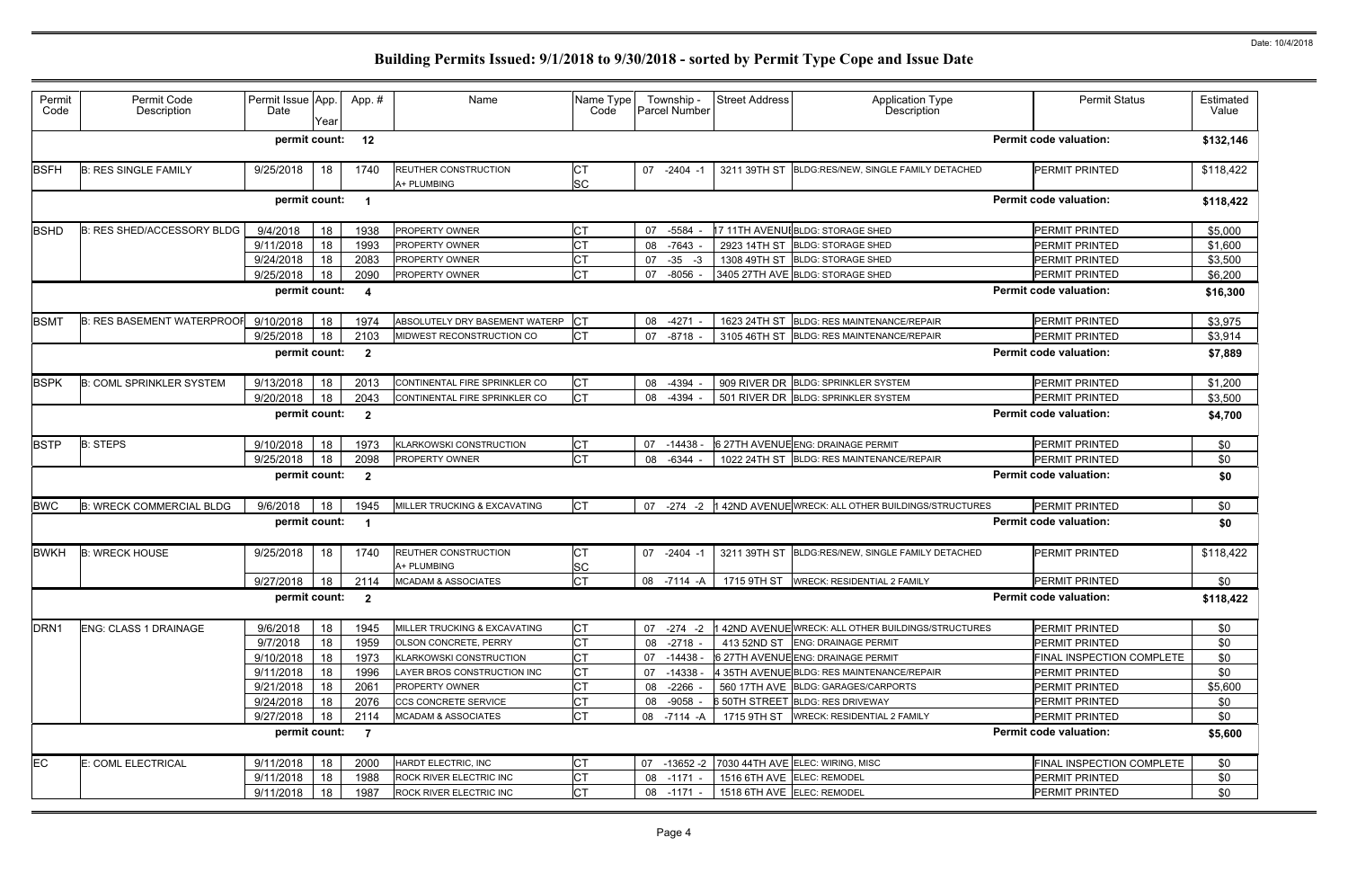# Building Permits Issued: 9/1/2018 to 9/30/2018 - sorted by Permit Type Cope and Issue Date

Date: 10/4/2018

| Permit Code | Permit Code Description | Permit Issue Date | App. Year | App. # | Name | Name Type Code | Township - Parcel Number | Street Address | Application Type Description | Permit Status | Estimated Value |
|---|---|---|---|---|---|---|---|---|---|---|---|
| | | permit count: | | 12 | | | | | | Permit code valuation: | $132,146 |
| BSFH | B: RES SINGLE FAMILY | 9/25/2018 | 18 | 1740 | REUTHER CONSTRUCTION<br>A+ PLUMBING | CT<br>SC | 07 -2404 -1 | 3211 39TH ST | BLDG:RES/NEW, SINGLE FAMILY DETACHED | PERMIT PRINTED | $118,422 |
| | | permit count: | | 1 | | | | | | Permit code valuation: | $118,422 |
| BSHD | B: RES SHED/ACCESSORY BLDG | 9/4/2018 | 18 | 1938 | PROPERTY OWNER | CT | 07 -5584 - | 17 11TH AVENUE | BLDG: STORAGE SHED | PERMIT PRINTED | $5,000 |
| | | 9/11/2018 | 18 | 1993 | PROPERTY OWNER | CT | 08 -7643 - | 2923 14TH ST | BLDG: STORAGE SHED | PERMIT PRINTED | $1,600 |
| | | 9/24/2018 | 18 | 2083 | PROPERTY OWNER | CT | 07 -35 -3 | 1308 49TH ST | BLDG: STORAGE SHED | PERMIT PRINTED | $3,500 |
| | | 9/25/2018 | 18 | 2090 | PROPERTY OWNER | CT | 07 -8056 - | 3405 27TH AVE | BLDG: STORAGE SHED | PERMIT PRINTED | $6,200 |
| | | permit count: | | 4 | | | | | | Permit code valuation: | $16,300 |
| BSMT | B: RES BASEMENT WATERPROOF | 9/10/2018 | 18 | 1974 | ABSOLUTELY DRY BASEMENT WATERP | CT | 08 -4271 - | 1623 24TH ST | BLDG: RES MAINTENANCE/REPAIR | PERMIT PRINTED | $3,975 |
| | | 9/25/2018 | 18 | 2103 | MIDWEST RECONSTRUCTION CO | CT | 07 -8718 - | 3105 46TH ST | BLDG: RES MAINTENANCE/REPAIR | PERMIT PRINTED | $3,914 |
| | | permit count: | | 2 | | | | | | Permit code valuation: | $7,889 |
| BSPK | B: COML SPRINKLER SYSTEM | 9/13/2018 | 18 | 2013 | CONTINENTAL FIRE SPRINKLER CO | CT | 08 -4394 - | 909 RIVER DR | BLDG: SPRINKLER SYSTEM | PERMIT PRINTED | $1,200 |
| | | 9/20/2018 | 18 | 2043 | CONTINENTAL FIRE SPRINKLER CO | CT | 08 -4394 - | 501 RIVER DR | BLDG: SPRINKLER SYSTEM | PERMIT PRINTED | $3,500 |
| | | permit count: | | 2 | | | | | | Permit code valuation: | $4,700 |
| BSTP | B: STEPS | 9/10/2018 | 18 | 1973 | KLARKOWSKI CONSTRUCTION | CT | 07 -14438 - | 6 27TH AVENUE | ENG: DRAINAGE PERMIT | PERMIT PRINTED | $0 |
| | | 9/25/2018 | 18 | 2098 | PROPERTY OWNER | CT | 08 -6344 - | 1022 24TH ST | BLDG: RES MAINTENANCE/REPAIR | PERMIT PRINTED | $0 |
| | | permit count: | | 2 | | | | | | Permit code valuation: | $0 |
| BWC | B: WRECK COMMERCIAL BLDG | 9/6/2018 | 18 | 1945 | MILLER TRUCKING & EXCAVATING | CT | 07 -274 -2 | 1 42ND AVENUE | WRECK: ALL OTHER BUILDINGS/STRUCTURES | PERMIT PRINTED | $0 |
| | | permit count: | | 1 | | | | | | Permit code valuation: | $0 |
| BWKH | B: WRECK HOUSE | 9/25/2018 | 18 | 1740 | REUTHER CONSTRUCTION<br>A+ PLUMBING | CT<br>SC | 07 -2404 -1 | 3211 39TH ST | BLDG:RES/NEW, SINGLE FAMILY DETACHED | PERMIT PRINTED | $118,422 |
| | | 9/27/2018 | 18 | 2114 | MCADAM & ASSOCIATES | CT | 08 -7114 -A | 1715 9TH ST | WRECK: RESIDENTIAL 2 FAMILY | PERMIT PRINTED | $0 |
| | | permit count: | | 2 | | | | | | Permit code valuation: | $118,422 |
| DRN1 | ENG: CLASS 1 DRAINAGE | 9/6/2018 | 18 | 1945 | MILLER TRUCKING & EXCAVATING | CT | 07 -274 -2 | 1 42ND AVENUE | WRECK: ALL OTHER BUILDINGS/STRUCTURES | PERMIT PRINTED | $0 |
| | | 9/7/2018 | 18 | 1959 | OLSON CONCRETE, PERRY | CT | 08 -2718 - | 413 52ND ST | ENG: DRAINAGE PERMIT | PERMIT PRINTED | $0 |
| | | 9/10/2018 | 18 | 1973 | KLARKOWSKI CONSTRUCTION | CT | 07 -14438 - | 6 27TH AVENUE | ENG: DRAINAGE PERMIT | FINAL INSPECTION COMPLETE | $0 |
| | | 9/11/2018 | 18 | 1996 | LAYER BROS CONSTRUCTION INC | CT | 07 -14338 - | 4 35TH AVENUE | BLDG: RES MAINTENANCE/REPAIR | PERMIT PRINTED | $0 |
| | | 9/21/2018 | 18 | 2061 | PROPERTY OWNER | CT | 08 -2266 - | 560 17TH AVE | BLDG: GARAGES/CARPORTS | PERMIT PRINTED | $5,600 |
| | | 9/24/2018 | 18 | 2076 | CCS CONCRETE SERVICE | CT | 08 -9058 - | 6 50TH STREET | BLDG: RES DRIVEWAY | PERMIT PRINTED | $0 |
| | | 9/27/2018 | 18 | 2114 | MCADAM & ASSOCIATES | CT | 08 -7114 -A | 1715 9TH ST | WRECK: RESIDENTIAL 2 FAMILY | PERMIT PRINTED | $0 |
| | | permit count: | | 7 | | | | | | Permit code valuation: | $5,600 |
| EC | E: COML ELECTRICAL | 9/11/2018 | 18 | 2000 | HARDT ELECTRIC, INC | CT | 07 -13652 -2 | 7030 44TH AVE | ELEC: WIRING, MISC | FINAL INSPECTION COMPLETE | $0 |
| | | 9/11/2018 | 18 | 1988 | ROCK RIVER ELECTRIC INC | CT | 08 -1171 - | 1516 6TH AVE | ELEC: REMODEL | PERMIT PRINTED | $0 |
| | | 9/11/2018 | 18 | 1987 | ROCK RIVER ELECTRIC INC | CT | 08 -1171 - | 1518 6TH AVE | ELEC: REMODEL | PERMIT PRINTED | $0 |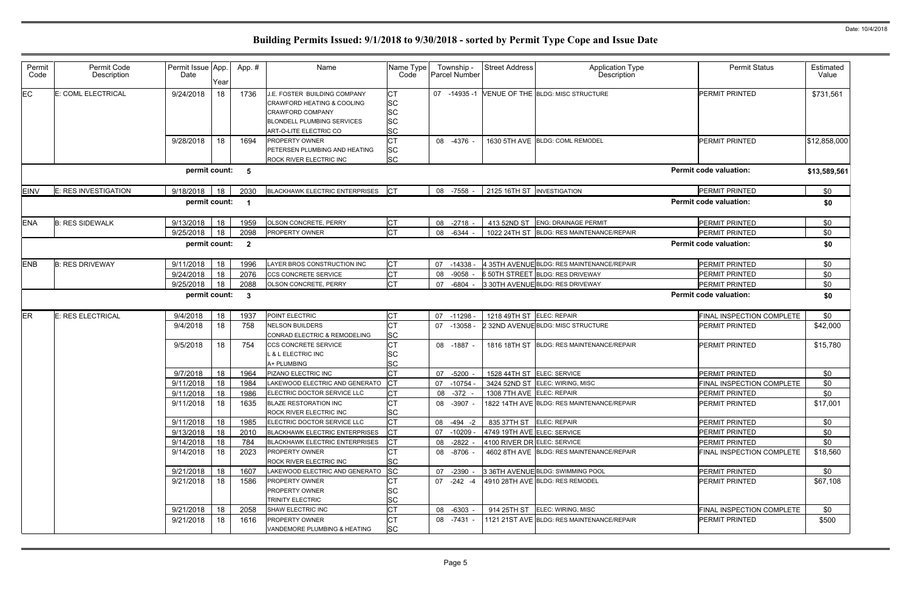# Building Permits Issued: 9/1/2018 to 9/30/2018 - sorted by Permit Type Cope and Issue Date

Date: 10/4/2018

| Permit Code | Permit Code Description | Permit Issue Date | App. Year | App. # | Name | Name Type Code | Township - Parcel Number | Street Address | Application Type Description | Permit Status | Estimated Value |
|---|---|---|---|---|---|---|---|---|---|---|---|
| EC | E: COML ELECTRICAL | 9/24/2018 | 18 | 1736 | J.E. FOSTER BUILDING COMPANY<br>CRAWFORD HEATING & COOLING<br>CRAWFORD COMPANY<br>BLONDELL PLUMBING SERVICES<br>ART-O-LITE ELECTRIC CO | CT<br>SC<br>SC<br>SC<br>SC | 07 -14935 -1 | VENUE OF THE | BLDG: MISC STRUCTURE | PERMIT PRINTED | $731,561 |
| | | 9/28/2018 | 18 | 1694 | PROPERTY OWNER<br>PETERSEN PLUMBING AND HEATING<br>ROCK RIVER ELECTRIC INC | CT<br>SC<br>SC | 08 -4376 - | 1630 5TH AVE | BLDG: COML REMODEL | PERMIT PRINTED | $12,858,000 |
| | | **permit count:** | | **5** | | | | | | **Permit code valuation:** | **$13,589,561** |
| EINV | E: RES INVESTIGATION | 9/18/2018 | 18 | 2030 | BLACKHAWK ELECTRIC ENTERPRISES | CT | 08 -7558 - | 2125 16TH ST | INVESTIGATION | PERMIT PRINTED | $0 |
| | | **permit count:** | | **1** | | | | | | **Permit code valuation:** | **$0** |
| ENA | B: RES SIDEWALK | 9/13/2018 | 18 | 1959 | OLSON CONCRETE, PERRY | CT | 08 -2718 - | 413 52ND ST | ENG: DRAINAGE PERMIT | PERMIT PRINTED | $0 |
| | | 9/25/2018 | 18 | 2098 | PROPERTY OWNER | CT | 08 -6344 - | 1022 24TH ST | BLDG: RES MAINTENANCE/REPAIR | PERMIT PRINTED | $0 |
| | | **permit count:** | | **2** | | | | | | **Permit code valuation:** | **$0** |
| ENB | B: RES DRIVEWAY | 9/11/2018 | 18 | 1996 | LAYER BROS CONSTRUCTION INC | CT | 07 -14338 - | 4 35TH AVENUE | BLDG: RES MAINTENANCE/REPAIR | PERMIT PRINTED | $0 |
| | | 9/24/2018 | 18 | 2076 | CCS CONCRETE SERVICE | CT | 08 -9058 - | 6 50TH STREET | BLDG: RES DRIVEWAY | PERMIT PRINTED | $0 |
| | | 9/25/2018 | 18 | 2088 | OLSON CONCRETE, PERRY | CT | 07 -6804 - | 3 30TH AVENUE | BLDG: RES DRIVEWAY | PERMIT PRINTED | $0 |
| | | **permit count:** | | **3** | | | | | | **Permit code valuation:** | **$0** |
| ER | E: RES ELECTRICAL | 9/4/2018 | 18 | 1937 | POINT ELECTRIC | CT | 07 -11298 - | 1218 49TH ST | ELEC: REPAIR | FINAL INSPECTION COMPLETE | $0 |
| | | 9/4/2018 | 18 | 758 | NELSON BUILDERS<br>CONRAD ELECTRIC & REMODELING | CT<br>SC | 07 -13058 - | 2 32ND AVENUE | BLDG: MISC STRUCTURE | PERMIT PRINTED | $42,000 |
| | | 9/5/2018 | 18 | 754 | CCS CONCRETE SERVICE<br>L & L ELECTRIC INC<br>A+ PLUMBING | CT<br>SC<br>SC | 08 -1887 - | 1816 18TH ST | BLDG: RES MAINTENANCE/REPAIR | PERMIT PRINTED | $15,780 |
| | | 9/7/2018 | 18 | 1964 | PIZANO ELECTRIC INC | CT | 07 -5200 - | 1528 44TH ST | ELEC: SERVICE | PERMIT PRINTED | $0 |
| | | 9/11/2018 | 18 | 1984 | LAKEWOOD ELECTRIC AND GENERATO | CT | 07 -10754 - | 3424 52ND ST | ELEC: WIRING, MISC | FINAL INSPECTION COMPLETE | $0 |
| | | 9/11/2018 | 18 | 1986 | ELECTRIC DOCTOR SERVICE LLC | CT | 08 -372 - | 1308 7TH AVE | ELEC: REPAIR | PERMIT PRINTED | $0 |
| | | 9/11/2018 | 18 | 1635 | BLAZE RESTORATION INC<br>ROCK RIVER ELECTRIC INC | CT<br>SC | 08 -3907 - | 1822 14TH AVE | BLDG: RES MAINTENANCE/REPAIR | PERMIT PRINTED | $17,001 |
| | | 9/11/2018 | 18 | 1985 | ELECTRIC DOCTOR SERVICE LLC | CT | 08 -494 -2 | 835 37TH ST | ELEC: REPAIR | PERMIT PRINTED | $0 |
| | | 9/13/2018 | 18 | 2010 | BLACKHAWK ELECTRIC ENTERPRISES | CT | 07 -10209 - | 4749 19TH AVE | ELEC: SERVICE | PERMIT PRINTED | $0 |
| | | 9/14/2018 | 18 | 784 | BLACKHAWK ELECTRIC ENTERPRISES | CT | 08 -2822 - | 4100 RIVER DR | ELEC: SERVICE | PERMIT PRINTED | $0 |
| | | 9/14/2018 | 18 | 2023 | PROPERTY OWNER<br>ROCK RIVER ELECTRIC INC | CT<br>SC | 08 -8706 - | 4602 8TH AVE | BLDG: RES MAINTENANCE/REPAIR | FINAL INSPECTION COMPLETE | $18,560 |
| | | 9/21/2018 | 18 | 1607 | LAKEWOOD ELECTRIC AND GENERATO | SC | 07 -2390 - | 3 36TH AVENUE | BLDG: SWIMMING POOL | PERMIT PRINTED | $0 |
| | | 9/21/2018 | 18 | 1586 | PROPERTY OWNER<br>PROPERTY OWNER<br>TRINITY ELECTRIC | CT<br>SC<br>SC | 07 -242 -4 | 4910 28TH AVE | BLDG: RES REMODEL | PERMIT PRINTED | $67,108 |
| | | 9/21/2018 | 18 | 2058 | SHAW ELECTRIC INC | CT | 08 -6303 - | 914 25TH ST | ELEC: WIRING, MISC | FINAL INSPECTION COMPLETE | $0 |
| | | 9/21/2018 | 18 | 1616 | PROPERTY OWNER<br>VANDEMORE PLUMBING & HEATING | CT<br>SC | 08 -7431 - | 1121 21ST AVE | BLDG: RES MAINTENANCE/REPAIR | PERMIT PRINTED | $500 |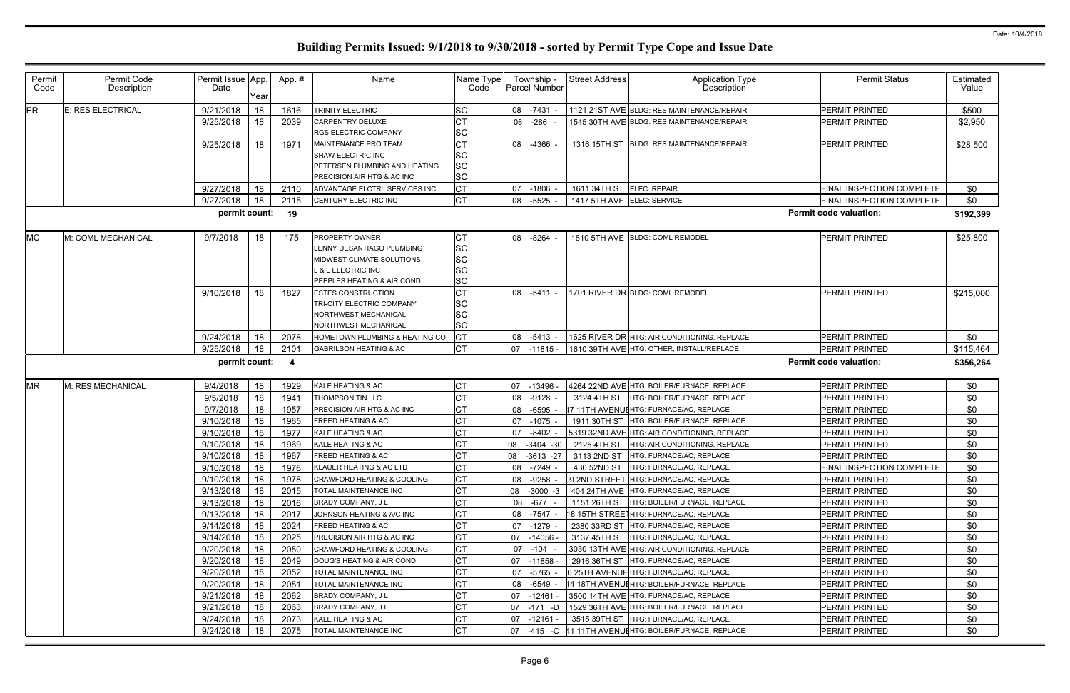# Building Permits Issued: 9/1/2018 to 9/30/2018 - sorted by Permit Type Cope and Issue Date

| Permit Code | Permit Code Description | Permit Issue Date | App. Year | App. # | Name | Name Type Code | Township - Parcel Number | Street Address | Application Type Description | Permit Status | Estimated Value |
|---|---|---|---|---|---|---|---|---|---|---|---|
| ER | E: RES ELECTRICAL | 9/21/2018 | 18 | 1616 | TRINITY ELECTRIC | SC | 08 -7431 - | 1121 21ST AVE | BLDG: RES MAINTENANCE/REPAIR | PERMIT PRINTED | $500 |
| | | 9/25/2018 | 18 | 2039 | CARPENTRY DELUXE<br>RGS ELECTRIC COMPANY | CT<br>SC | 08 -286 - | 1545 30TH AVE | BLDG: RES MAINTENANCE/REPAIR | PERMIT PRINTED | $2,950 |
| | | 9/25/2018 | 18 | 1971 | MAINTENANCE PRO TEAM<br>SHAW ELECTRIC INC<br>PETERSEN PLUMBING AND HEATING<br>PRECISION AIR HTG & AC INC | CT<br>SC<br>SC<br>SC | 08 -4366 - | 1316 15TH ST | BLDG: RES MAINTENANCE/REPAIR | PERMIT PRINTED | $28,500 |
| | | 9/27/2018 | 18 | 2110 | ADVANTAGE ELCTRL SERVICES INC | CT | 07 -1806 - | 1611 34TH ST | ELEC: REPAIR | FINAL INSPECTION COMPLETE | $0 |
| | | 9/27/2018 | 18 | 2115 | CENTURY ELECTRIC INC | CT | 08 -5525 - | 1417 5TH AVE | ELEC: SERVICE | FINAL INSPECTION COMPLETE | $0 |
| | | permit count: | | 19 | | | | | | Permit code valuation: | $192,399 |
| MC | M: COML MECHANICAL | 9/7/2018 | 18 | 175 | PROPERTY OWNER<br>LENNY DESANTIAGO PLUMBING<br>MIDWEST CLIMATE SOLUTIONS<br>L & L ELECTRIC INC<br>PEEPLES HEATING & AIR COND | CT<br>SC<br>SC<br>SC<br>SC | 08 -8264 - | 1810 5TH AVE | BLDG: COML REMODEL | PERMIT PRINTED | $25,800 |
| | | 9/10/2018 | 18 | 1827 | ESTES CONSTRUCTION<br>TRI-CITY ELECTRIC COMPANY<br>NORTHWEST MECHANICAL<br>NORTHWEST MECHANICAL | CT<br>SC<br>SC<br>SC | 08 -5411 - | 1701 RIVER DR | BLDG: COML REMODEL | PERMIT PRINTED | $215,000 |
| | | 9/24/2018 | 18 | 2078 | HOMETOWN PLUMBING & HEATING CO | CT | 08 -5413 - | 1625 RIVER DR | HTG: AIR CONDITIONING, REPLACE | PERMIT PRINTED | $0 |
| | | 9/25/2018 | 18 | 2101 | GABRILSON HEATING & AC | CT | 07 -11815 - | 1610 39TH AVE | HTG: OTHER, INSTALL/REPLACE | PERMIT PRINTED | $115,464 |
| | | permit count: | | 4 | | | | | | Permit code valuation: | $356,264 |
| MR | M: RES MECHANICAL | 9/4/2018 | 18 | 1929 | KALE HEATING & AC | CT | 07 -13496 - | 4264 22ND AVE | HTG: BOILER/FURNACE, REPLACE | PERMIT PRINTED | $0 |
| | | 9/5/2018 | 18 | 1941 | THOMPSON TIN LLC | CT | 08 -9128 - | 3124 4TH ST | HTG: BOILER/FURNACE, REPLACE | PERMIT PRINTED | $0 |
| | | 9/7/2018 | 18 | 1957 | PRECISION AIR HTG & AC INC | CT | 08 -6595 - | 7 11TH AVENUE | HTG: FURNACE/AC, REPLACE | PERMIT PRINTED | $0 |
| | | 9/10/2018 | 18 | 1965 | FREED HEATING & AC | CT | 07 -1075 - | 1911 30TH ST | HTG: BOILER/FURNACE, REPLACE | PERMIT PRINTED | $0 |
| | | 9/10/2018 | 18 | 1977 | KALE HEATING & AC | CT | 07 -8402 - | 5319 32ND AVE | HTG: AIR CONDITIONING, REPLACE | PERMIT PRINTED | $0 |
| | | 9/10/2018 | 18 | 1969 | KALE HEATING & AC | CT | 08 -3404 -30 | 2125 4TH ST | HTG: AIR CONDITIONING, REPLACE | PERMIT PRINTED | $0 |
| | | 9/10/2018 | 18 | 1967 | FREED HEATING & AC | CT | 08 -3613 -27 | 3113 2ND ST | HTG: FURNACE/AC, REPLACE | PERMIT PRINTED | $0 |
| | | 9/10/2018 | 18 | 1976 | KLAUER HEATING & AC LTD | CT | 08 -7249 - | 430 52ND ST | HTG: FURNACE/AC, REPLACE | FINAL INSPECTION COMPLETE | $0 |
| | | 9/10/2018 | 18 | 1978 | CRAWFORD HEATING & COOLING | CT | 08 -9258 - | 09 2ND STREET | HTG: FURNACE/AC, REPLACE | PERMIT PRINTED | $0 |
| | | 9/13/2018 | 18 | 2015 | TOTAL MAINTENANCE INC | CT | 08 -3000 -3 | 404 24TH AVE | HTG: FURNACE/AC, REPLACE | PERMIT PRINTED | $0 |
| | | 9/13/2018 | 18 | 2016 | BRADY COMPANY, J L | CT | 08 -677 - | 1151 26TH ST | HTG: BOILER/FURNACE, REPLACE | PERMIT PRINTED | $0 |
| | | 9/13/2018 | 18 | 2017 | JOHNSON HEATING & A/C INC | CT | 08 -7547 - | 18 15TH STREET | HTG: FURNACE/AC, REPLACE | PERMIT PRINTED | $0 |
| | | 9/14/2018 | 18 | 2024 | FREED HEATING & AC | CT | 07 -1279 - | 2380 33RD ST | HTG: FURNACE/AC, REPLACE | PERMIT PRINTED | $0 |
| | | 9/14/2018 | 18 | 2025 | PRECISION AIR HTG & AC INC | CT | 07 -14056 - | 3137 45TH ST | HTG: FURNACE/AC, REPLACE | PERMIT PRINTED | $0 |
| | | 9/20/2018 | 18 | 2050 | CRAWFORD HEATING & COOLING | CT | 07 -104 - | 3030 13TH AVE | HTG: AIR CONDITIONING, REPLACE | PERMIT PRINTED | $0 |
| | | 9/20/2018 | 18 | 2049 | DOUG'S HEATING & AIR COND | CT | 07 -11858 - | 2916 36TH ST | HTG: FURNACE/AC, REPLACE | PERMIT PRINTED | $0 |
| | | 9/20/2018 | 18 | 2052 | TOTAL MAINTENANCE INC | CT | 07 -5765 - | 0 25TH AVENUE | HTG: FURNACE/AC, REPLACE | PERMIT PRINTED | $0 |
| | | 9/20/2018 | 18 | 2051 | TOTAL MAINTENANCE INC | CT | 08 -6549 - | 14 18TH AVENUE | HTG: BOILER/FURNACE, REPLACE | PERMIT PRINTED | $0 |
| | | 9/21/2018 | 18 | 2062 | BRADY COMPANY, J L | CT | 07 -12461 - | 3500 14TH AVE | HTG: FURNACE/AC, REPLACE | PERMIT PRINTED | $0 |
| | | 9/21/2018 | 18 | 2063 | BRADY COMPANY, J L | CT | 07 -171 -D | 1529 36TH AVE | HTG: BOILER/FURNACE, REPLACE | PERMIT PRINTED | $0 |
| | | 9/24/2018 | 18 | 2073 | KALE HEATING & AC | CT | 07 -12161 - | 3515 39TH ST | HTG: FURNACE/AC, REPLACE | PERMIT PRINTED | $0 |
| | | 9/24/2018 | 18 | 2075 | TOTAL MAINTENANCE INC | CT | 07 -415 -C | 41 11TH AVENUE | HTG: BOILER/FURNACE, REPLACE | PERMIT PRINTED | $0 |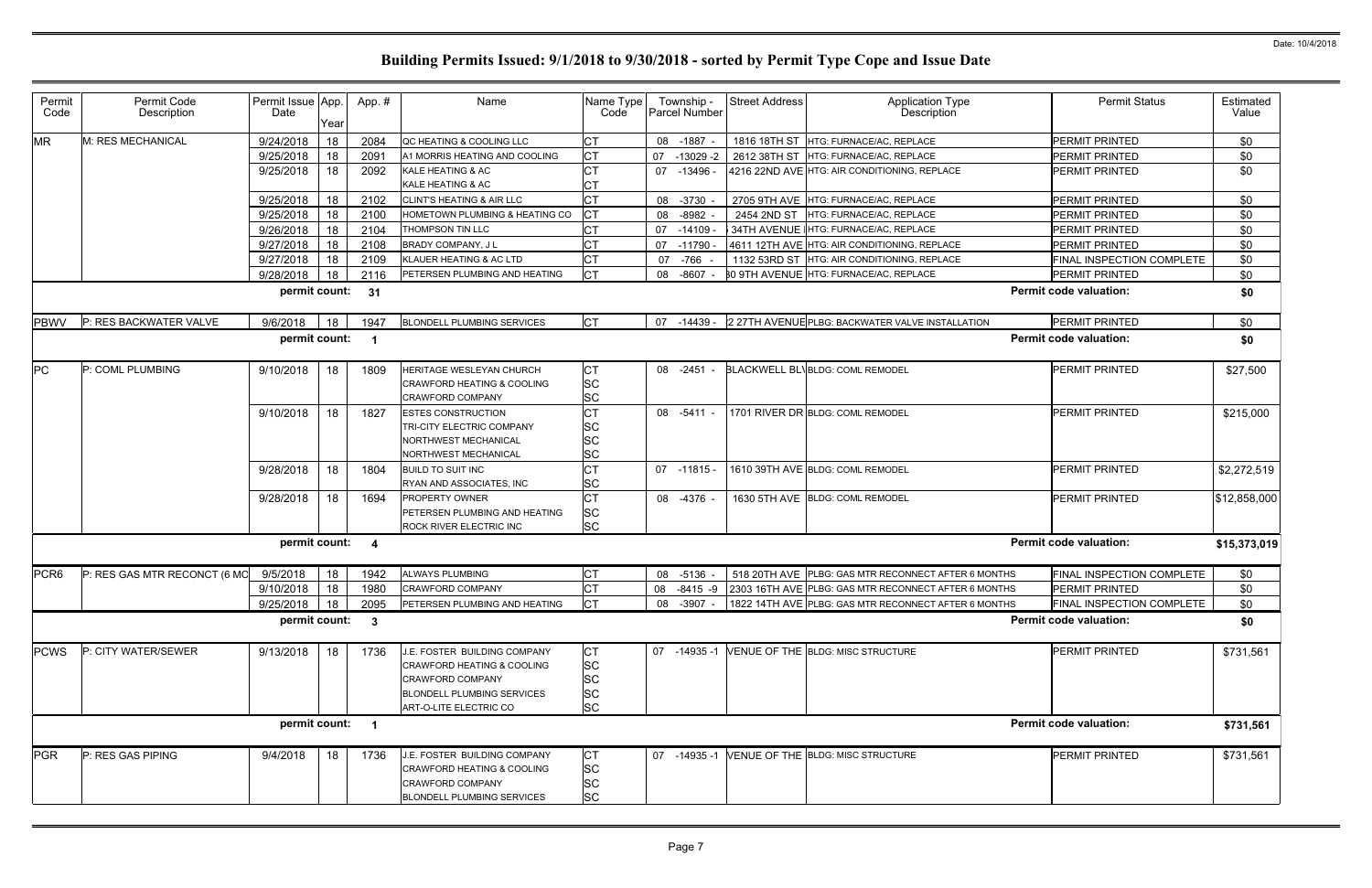# Building Permits Issued: 9/1/2018 to 9/30/2018 - sorted by Permit Type Cope and Issue Date

Date: 10/4/2018

| Permit Code | Permit Code Description | Permit Issue Date | App. Year | App. # | Name | Name Type Code | Township - Parcel Number | Street Address | Application Type Description | Permit Status | Estimated Value |
|---|---|---|---|---|---|---|---|---|---|---|---|
| MR | M: RES MECHANICAL | 9/24/2018 | 18 | 2084 | QC HEATING & COOLING LLC | CT | 08 -1887 - | 1816 18TH ST | HTG: FURNACE/AC, REPLACE | PERMIT PRINTED | $0 |
| | | 9/25/2018 | 18 | 2091 | A1 MORRIS HEATING AND COOLING | CT | 07 -13029 -2 | 2612 38TH ST | HTG: FURNACE/AC, REPLACE | PERMIT PRINTED | $0 |
| | | 9/25/2018 | 18 | 2092 | KALE HEATING & AC<br>KALE HEATING & AC | CT<br>CT | 07 -13496 - | 4216 22ND AVE | HTG: AIR CONDITIONING, REPLACE | PERMIT PRINTED | $0 |
| | | 9/25/2018 | 18 | 2102 | CLINT'S HEATING & AIR LLC | CT | 08 -3730 - | 2705 9TH AVE | HTG: FURNACE/AC, REPLACE | PERMIT PRINTED | $0 |
| | | 9/25/2018 | 18 | 2100 | HOMETOWN PLUMBING & HEATING CO | CT | 08 -8982 - | 2454 2ND ST | HTG: FURNACE/AC, REPLACE | PERMIT PRINTED | $0 |
| | | 9/26/2018 | 18 | 2104 | THOMPSON TIN LLC | CT | 07 -14109 - | 34TH AVENUE | HTG: FURNACE/AC, REPLACE | PERMIT PRINTED | $0 |
| | | 9/27/2018 | 18 | 2108 | BRADY COMPANY, J L | CT | 07 -11790 - | 4611 12TH AVE | HTG: AIR CONDITIONING, REPLACE | PERMIT PRINTED | $0 |
| | | 9/27/2018 | 18 | 2109 | KLAUER HEATING & AC LTD | CT | 07 -766 - | 1132 53RD ST | HTG: AIR CONDITIONING, REPLACE | FINAL INSPECTION COMPLETE | $0 |
| | | 9/28/2018 | 18 | 2116 | PETERSEN PLUMBING AND HEATING | CT | 08 -8607 - | 30 9TH AVENUE | HTG: FURNACE/AC, REPLACE | PERMIT PRINTED | $0 |
| | | permit count: | | 31 | | | | | | Permit code valuation: | $0 |
| PBWV | P: RES BACKWATER VALVE | 9/6/2018 | 18 | 1947 | BLONDELL PLUMBING SERVICES | CT | 07 -14439 - | 2 27TH AVENUE | PLBG: BACKWATER VALVE INSTALLATION | PERMIT PRINTED | $0 |
| | | permit count: | | 1 | | | | | | Permit code valuation: | $0 |
| PC | P: COML PLUMBING | 9/10/2018 | 18 | 1809 | HERITAGE WESLEYAN CHURCH<br>CRAWFORD HEATING & COOLING<br>CRAWFORD COMPANY | CT<br>SC<br>SC | 08 -2451 - | BLACKWELL BLV | BLDG: COML REMODEL | PERMIT PRINTED | $27,500 |
| | | 9/10/2018 | 18 | 1827 | ESTES CONSTRUCTION<br>TRI-CITY ELECTRIC COMPANY<br>NORTHWEST MECHANICAL<br>NORTHWEST MECHANICAL | CT<br>SC<br>SC<br>SC | 08 -5411 - | 1701 RIVER DR | BLDG: COML REMODEL | PERMIT PRINTED | $215,000 |
| | | 9/28/2018 | 18 | 1804 | BUILD TO SUIT INC<br>RYAN AND ASSOCIATES, INC | CT<br>SC | 07 -11815 - | 1610 39TH AVE | BLDG: COML REMODEL | PERMIT PRINTED | $2,272,519 |
| | | 9/28/2018 | 18 | 1694 | PROPERTY OWNER<br>PETERSEN PLUMBING AND HEATING<br>ROCK RIVER ELECTRIC INC | CT<br>SC<br>SC | 08 -4376 - | 1630 5TH AVE | BLDG: COML REMODEL | PERMIT PRINTED | $12,858,000 |
| | | permit count: | | 4 | | | | | | Permit code valuation: | $15,373,019 |
| PCR6 | P: RES GAS MTR RECONCT (6 MO | 9/5/2018 | 18 | 1942 | ALWAYS PLUMBING | CT | 08 -5136 - | 518 20TH AVE | PLBG: GAS MTR RECONNECT AFTER 6 MONTHS | FINAL INSPECTION COMPLETE | $0 |
| | | 9/10/2018 | 18 | 1980 | CRAWFORD COMPANY | CT | 08 -8415 -9 | 2303 16TH AVE | PLBG: GAS MTR RECONNECT AFTER 6 MONTHS | PERMIT PRINTED | $0 |
| | | 9/25/2018 | 18 | 2095 | PETERSEN PLUMBING AND HEATING | CT | 08 -3907 - | 1822 14TH AVE | PLBG: GAS MTR RECONNECT AFTER 6 MONTHS | FINAL INSPECTION COMPLETE | $0 |
| | | permit count: | | 3 | | | | | | Permit code valuation: | $0 |
| PCWS | P: CITY WATER/SEWER | 9/13/2018 | 18 | 1736 | J.E. FOSTER BUILDING COMPANY<br>CRAWFORD HEATING & COOLING<br>CRAWFORD COMPANY<br>BLONDELL PLUMBING SERVICES<br>ART-O-LITE ELECTRIC CO | CT<br>SC<br>SC<br>SC<br>SC | 07 -14935 -1 | VENUE OF THE | BLDG: MISC STRUCTURE | PERMIT PRINTED | $731,561 |
| | | permit count: | | 1 | | | | | | Permit code valuation: | $731,561 |
| PGR | P: RES GAS PIPING | 9/4/2018 | 18 | 1736 | J.E. FOSTER BUILDING COMPANY<br>CRAWFORD HEATING & COOLING<br>CRAWFORD COMPANY<br>BLONDELL PLUMBING SERVICES | CT<br>SC<br>SC<br>SC | 07 -14935 -1 | VENUE OF THE | BLDG: MISC STRUCTURE | PERMIT PRINTED | $731,561 |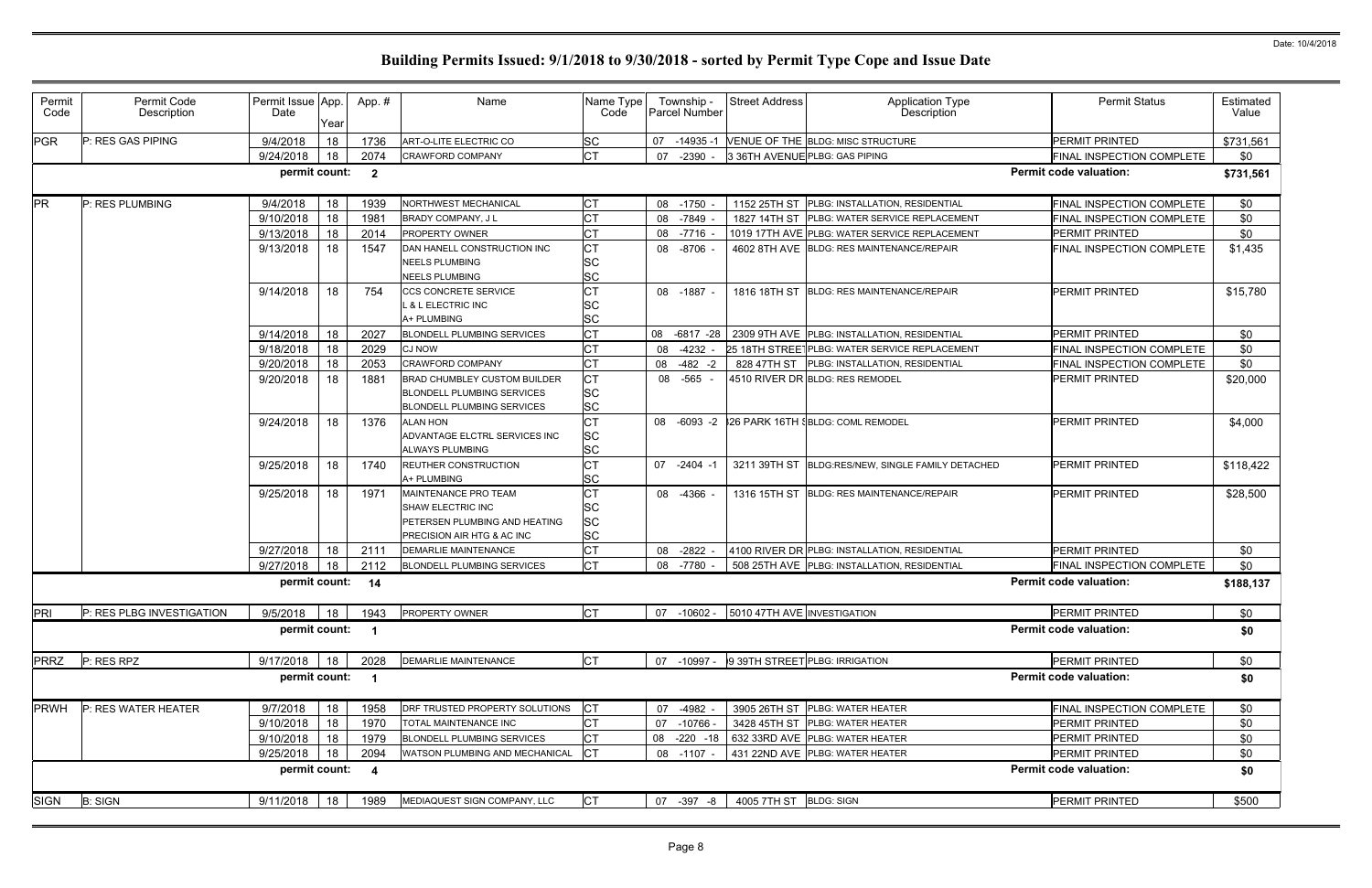# Building Permits Issued: 9/1/2018 to 9/30/2018 - sorted by Permit Type Cope and Issue Date

| Permit Code | Permit Code Description | Permit Issue Date | App. Year | Appl. # | Name | Name Type Code | Township - Parcel Number | Street Address | Application Type Description | Permit Status | Estimated Value |
|---|---|---|---|---|---|---|---|---|---|---|---|
| PGR | P: RES GAS PIPING | 9/4/2018 | 18 | 1736 | ART-O-LITE ELECTRIC CO | SC | 07 -14935 -1 | VENUE OF THE | BLDG: MISC STRUCTURE | PERMIT PRINTED | $731,561 |
| | | 9/24/2018 | 18 | 2074 | CRAWFORD COMPANY | CT | 07 -2390 - | 3 36TH AVENUE | PLBG: GAS PIPING | FINAL INSPECTION COMPLETE | $0 |
| | | **permit count:** | | **2** | | | | | | **Permit code valuation:** | **$731,561** |
| PR | P: RES PLUMBING | 9/4/2018 | 18 | 1939 | NORTHWEST MECHANICAL | CT | 08 -1750 - | 1152 25TH ST | PLBG: INSTALLATION, RESIDENTIAL | FINAL INSPECTION COMPLETE | $0 |
| | | 9/10/2018 | 18 | 1981 | BRADY COMPANY, J L | CT | 08 -7849 - | 1827 14TH ST | PLBG: WATER SERVICE REPLACEMENT | FINAL INSPECTION COMPLETE | $0 |
| | | 9/13/2018 | 18 | 2014 | PROPERTY OWNER | CT | 08 -7716 - | 1019 17TH AVE | PLBG: WATER SERVICE REPLACEMENT | PERMIT PRINTED | $0 |
| | | 9/13/2018 | 18 | 1547 | DAN HANELL CONSTRUCTION INC<br>NEELS PLUMBING<br>NEELS PLUMBING | CT<br>SC<br>SC | 08 -8706 - | 4602 8TH AVE | BLDG: RES MAINTENANCE/REPAIR | FINAL INSPECTION COMPLETE | $1,435 |
| | | 9/14/2018 | 18 | 754 | CCS CONCRETE SERVICE<br>L & L ELECTRIC INC<br>A+ PLUMBING | CT<br>SC<br>SC | 08 -1887 - | 1816 18TH ST | BLDG: RES MAINTENANCE/REPAIR | PERMIT PRINTED | $15,780 |
| | | 9/14/2018 | 18 | 2027 | BLONDELL PLUMBING SERVICES | CT | 08 -6817 -28 | 2309 9TH AVE | PLBG: INSTALLATION, RESIDENTIAL | PERMIT PRINTED | $0 |
| | | 9/18/2018 | 18 | 2029 | CJ NOW | CT | 08 -4232 - | 25 18TH STREET | PLBG: WATER SERVICE REPLACEMENT | FINAL INSPECTION COMPLETE | $0 |
| | | 9/20/2018 | 18 | 2053 | CRAWFORD COMPANY | CT | 08 -482 -2 | 828 47TH ST | PLBG: INSTALLATION, RESIDENTIAL | FINAL INSPECTION COMPLETE | $0 |
| | | 9/20/2018 | 18 | 1881 | BRAD CHUMBLEY CUSTOM BUILDER<br>BLONDELL PLUMBING SERVICES<br>BLONDELL PLUMBING SERVICES | CT<br>SC<br>SC | 08 -565 - | 4510 RIVER DR | BLDG: RES REMODEL | PERMIT PRINTED | $20,000 |
| | | 9/24/2018 | 18 | 1376 | ALAN HON<br>ADVANTAGE ELCTRL SERVICES INC<br>ALWAYS PLUMBING | CT<br>SC<br>SC | 08 -6093 -2 | 26 PARK 16TH S | BLDG: COML REMODEL | PERMIT PRINTED | $4,000 |
| | | 9/25/2018 | 18 | 1740 | REUTHER CONSTRUCTION<br>A+ PLUMBING | CT<br>SC | 07 -2404 -1 | 3211 39TH ST | BLDG:RES/NEW, SINGLE FAMILY DETACHED | PERMIT PRINTED | $118,422 |
| | | 9/25/2018 | 18 | 1971 | MAINTENANCE PRO TEAM<br>SHAW ELECTRIC INC<br>PETERSEN PLUMBING AND HEATING<br>PRECISION AIR HTG & AC INC | CT<br>SC<br>SC<br>SC | 08 -4366 - | 1316 15TH ST | BLDG: RES MAINTENANCE/REPAIR | PERMIT PRINTED | $28,500 |
| | | 9/27/2018 | 18 | 2111 | DEMARLIE MAINTENANCE | CT | 08 -2822 - | 4100 RIVER DR | PLBG: INSTALLATION, RESIDENTIAL | PERMIT PRINTED | $0 |
| | | 9/27/2018 | 18 | 2112 | BLONDELL PLUMBING SERVICES | CT | 08 -7780 - | 508 25TH AVE | PLBG: INSTALLATION, RESIDENTIAL | FINAL INSPECTION COMPLETE | $0 |
| | | **permit count:** | | **14** | | | | | | **Permit code valuation:** | **$188,137** |
| PRI | P: RES PLBG INVESTIGATION | 9/5/2018 | 18 | 1943 | PROPERTY OWNER | CT | 07 -10602 - | 5010 47TH AVE | INVESTIGATION | PERMIT PRINTED | $0 |
| | | **permit count:** | | **1** | | | | | | **Permit code valuation:** | **$0** |
| PRRZ | P: RES RPZ | 9/17/2018 | 18 | 2028 | DEMARLIE MAINTENANCE | CT | 07 -10997 - | 9 39TH STREET | PLBG: IRRIGATION | PERMIT PRINTED | $0 |
| | | **permit count:** | | **1** | | | | | | **Permit code valuation:** | **$0** |
| PRWH | P: RES WATER HEATER | 9/7/2018 | 18 | 1958 | DRF TRUSTED PROPERTY SOLUTIONS | CT | 07 -4982 - | 3905 26TH ST | PLBG: WATER HEATER | FINAL INSPECTION COMPLETE | $0 |
| | | 9/10/2018 | 18 | 1970 | TOTAL MAINTENANCE INC | CT | 07 -10766 - | 3428 45TH ST | PLBG: WATER HEATER | PERMIT PRINTED | $0 |
| | | 9/10/2018 | 18 | 1979 | BLONDELL PLUMBING SERVICES | CT | 08 -220 -18 | 632 33RD AVE | PLBG: WATER HEATER | PERMIT PRINTED | $0 |
| | | 9/25/2018 | 18 | 2094 | WATSON PLUMBING AND MECHANICAL | CT | 08 -1107 - | 431 22ND AVE | PLBG: WATER HEATER | PERMIT PRINTED | $0 |
| | | **permit count:** | | **4** | | | | | | **Permit code valuation:** | **$0** |
| SIGN | B: SIGN | 9/11/2018 | 18 | 1989 | MEDIAQUEST SIGN COMPANY, LLC | CT | 07 -397 -8 | 4005 7TH ST | BLDG: SIGN | PERMIT PRINTED | $500 |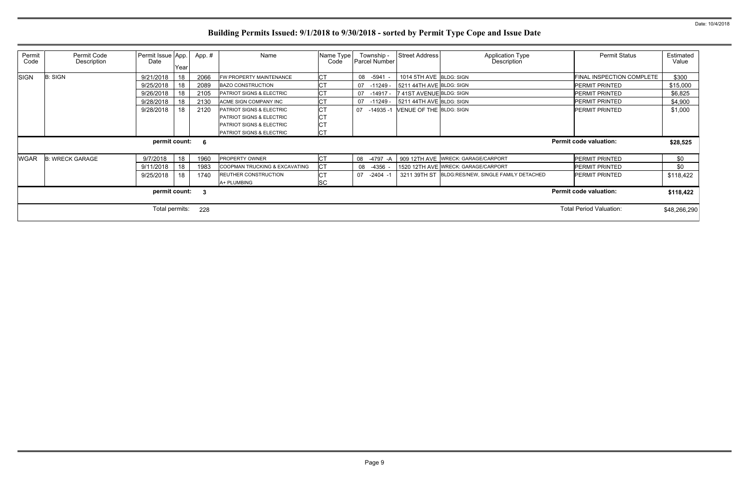# Building Permits Issued: 9/1/2018 to 9/30/2018 - sorted by Permit Type Cope and Issue Date

Date: 10/4/2018

| Permit Code | Permit Code Description | Permit Issue Date | App. Year | App. # | Name | Name Type Code | Township - Parcel Number | Street Address | Application Type Description | Permit Status | Estimated Value |
|---|---|---|---|---|---|---|---|---|---|---|---|
| SIGN | B: SIGN | 9/21/2018 | 18 | 2066 | FW PROPERTY MAINTENANCE | CT | 08 -5941 - | 1014 5TH AVE | BLDG: SIGN | FINAL INSPECTION COMPLETE | $300 |
| | | 9/25/2018 | 18 | 2089 | BAZO CONSTRUCTION | CT | 07 -11249 - | 5211 44TH AVE | BLDG: SIGN | PERMIT PRINTED | $15,000 |
| | | 9/26/2018 | 18 | 2105 | PATRIOT SIGNS & ELECTRIC | CT | 07 -14917 - | 7 41ST AVENUE | BLDG: SIGN | PERMIT PRINTED | $6,825 |
| | | 9/28/2018 | 18 | 2130 | ACME SIGN COMPANY INC | CT | 07 -11249 - | 5211 44TH AVE | BLDG: SIGN | PERMIT PRINTED | $4,900 |
| | | 9/28/2018 | 18 | 2120 | PATRIOT SIGNS & ELECTRIC | CT | 07 -14935 -1 | VENUE OF THE | BLDG: SIGN | PERMIT PRINTED | $1,000 |
| | | | | | PATRIOT SIGNS & ELECTRIC | CT | | | | | |
| | | | | | PATRIOT SIGNS & ELECTRIC | CT | | | | | |
| | | | | | PATRIOT SIGNS & ELECTRIC | CT | | | | | |
| | | permit count: | | 6 | | | | | | Permit code valuation: | $28,525 |
| WGAR | B: WRECK GARAGE | 9/7/2018 | 18 | 1960 | PROPERTY OWNER | CT | 08 -4797 -A | 909 12TH AVE | WRECK: GARAGE/CARPORT | PERMIT PRINTED | $0 |
| | | 9/11/2018 | 18 | 1983 | COOPMAN TRUCKING & EXCAVATING | CT | 08 -4356 - | 1520 12TH AVE | WRECK: GARAGE/CARPORT | PERMIT PRINTED | $0 |
| | | 9/25/2018 | 18 | 1740 | REUTHER CONSTRUCTION | CT | 07 -2404 -1 | 3211 39TH ST | BLDG:RES/NEW, SINGLE FAMILY DETACHED | PERMIT PRINTED | $118,422 |
| | | | | | A+ PLUMBING | SC | | | | | |
| | | permit count: | | 3 | | | | | | Permit code valuation: | $118,422 |
| | | Total permits: | | 228 | | | | | | Total Period Valuation: | $48,266,290 |